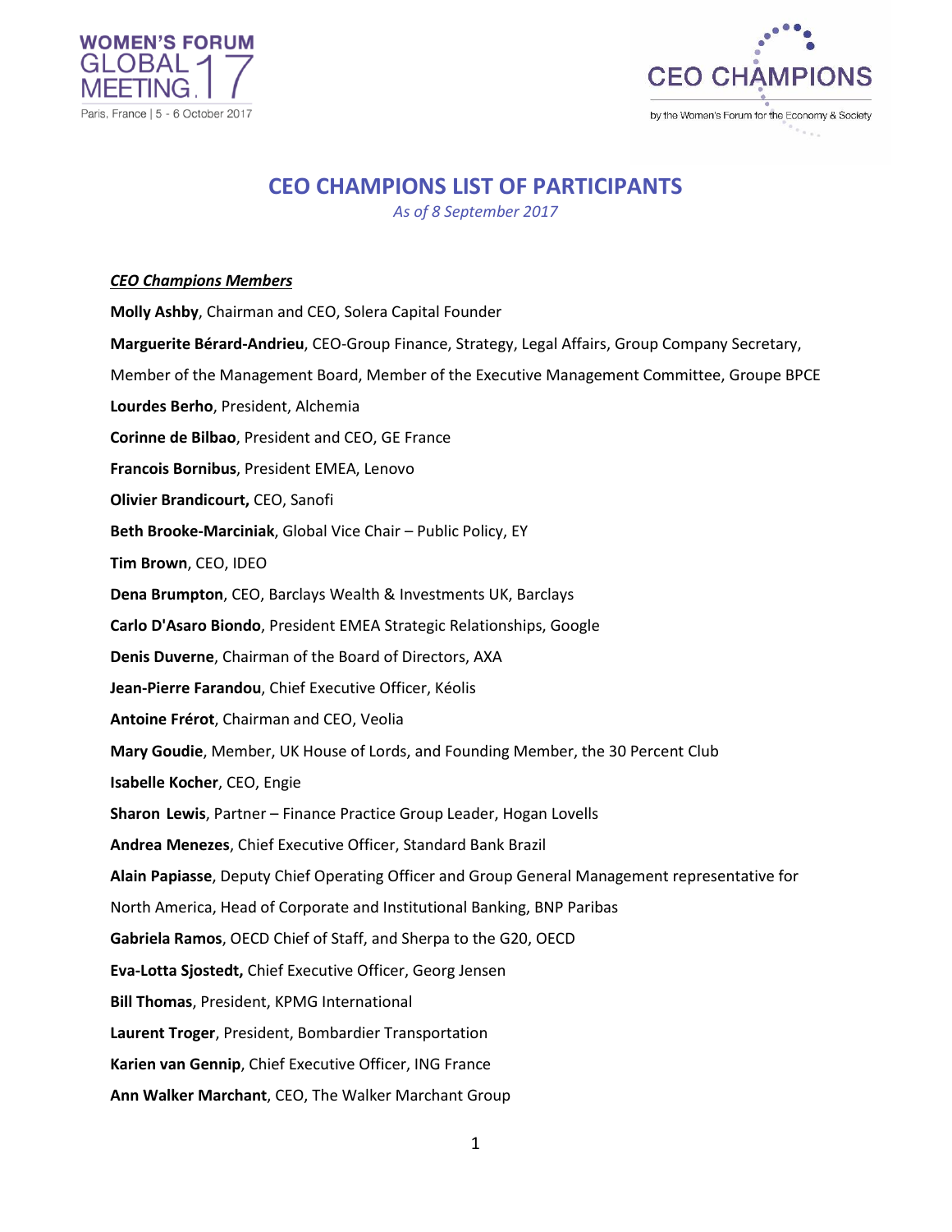# CEO CHAMPIONS LIST OF PARTICIPANTS

*As of 8 September 2017*

***CEO Champions Members***

**Molly Ashby**, Chairman and CEO, Solera Capital Founder

**Marguerite Bérard-Andrieu**, CEO-Group Finance, Strategy, Legal Affairs, Group Company Secretary, Member of the Management Board, Member of the Executive Management Committee, Groupe BPCE

**Lourdes Berho**, President, Alchemia

**Corinne de Bilbao**, President and CEO, GE France

**Francois Bornibus**, President EMEA, Lenovo

**Olivier Brandicourt,** CEO, Sanofi

**Beth Brooke-Marciniak**, Global Vice Chair – Public Policy, EY

**Tim Brown**, CEO, IDEO

**Dena Brumpton**, CEO, Barclays Wealth & Investments UK, Barclays

**Carlo D'Asaro Biondo**, President EMEA Strategic Relationships, Google

**Denis Duverne**, Chairman of the Board of Directors, AXA

**Jean-Pierre Farandou**, Chief Executive Officer, Kéolis

**Antoine Frérot**, Chairman and CEO, Veolia

**Mary Goudie**, Member, UK House of Lords, and Founding Member, the 30 Percent Club

**Isabelle Kocher**, CEO, Engie

**Sharon Lewis**, Partner – Finance Practice Group Leader, Hogan Lovells

**Andrea Menezes**, Chief Executive Officer, Standard Bank Brazil

**Alain Papiasse**, Deputy Chief Operating Officer and Group General Management representative for North America, Head of Corporate and Institutional Banking, BNP Paribas

**Gabriela Ramos**, OECD Chief of Staff, and Sherpa to the G20, OECD

**Eva-Lotta Sjostedt,** Chief Executive Officer, Georg Jensen

**Bill Thomas**, President, KPMG International

**Laurent Troger**, President, Bombardier Transportation

**Karien van Gennip**, Chief Executive Officer, ING France

**Ann Walker Marchant**, CEO, The Walker Marchant Group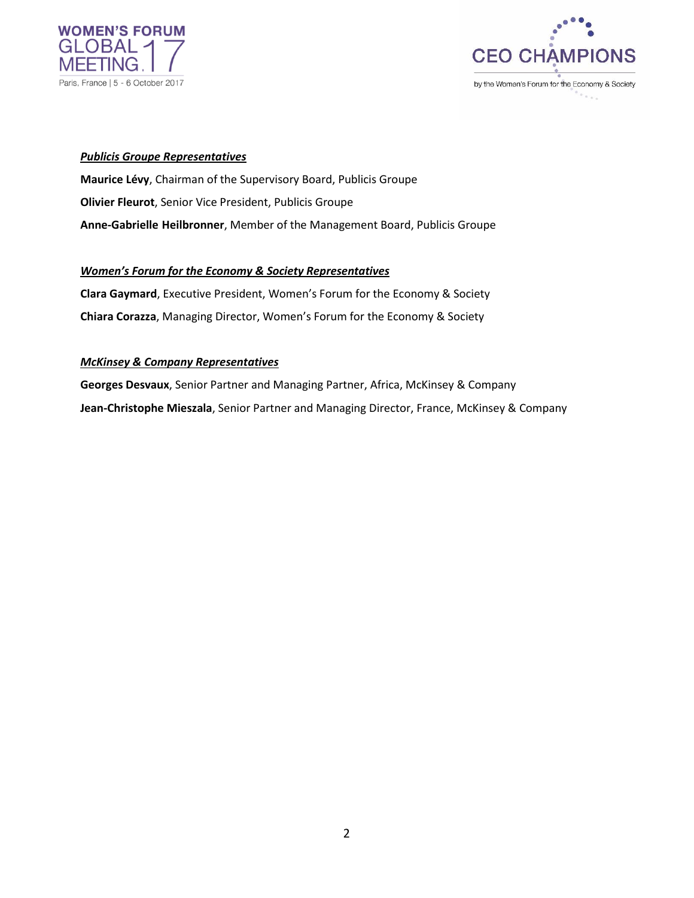***Publicis Groupe Representatives***

**Maurice Lévy**, Chairman of the Supervisory Board, Publicis Groupe

**Olivier Fleurot**, Senior Vice President, Publicis Groupe

**Anne-Gabrielle Heilbronner**, Member of the Management Board, Publicis Groupe

***Women's Forum for the Economy & Society Representatives***

**Clara Gaymard**, Executive President, Women's Forum for the Economy & Society

**Chiara Corazza**, Managing Director, Women's Forum for the Economy & Society

***McKinsey & Company Representatives***

**Georges Desvaux**, Senior Partner and Managing Partner, Africa, McKinsey & Company

**Jean-Christophe Mieszala**, Senior Partner and Managing Director, France, McKinsey & Company